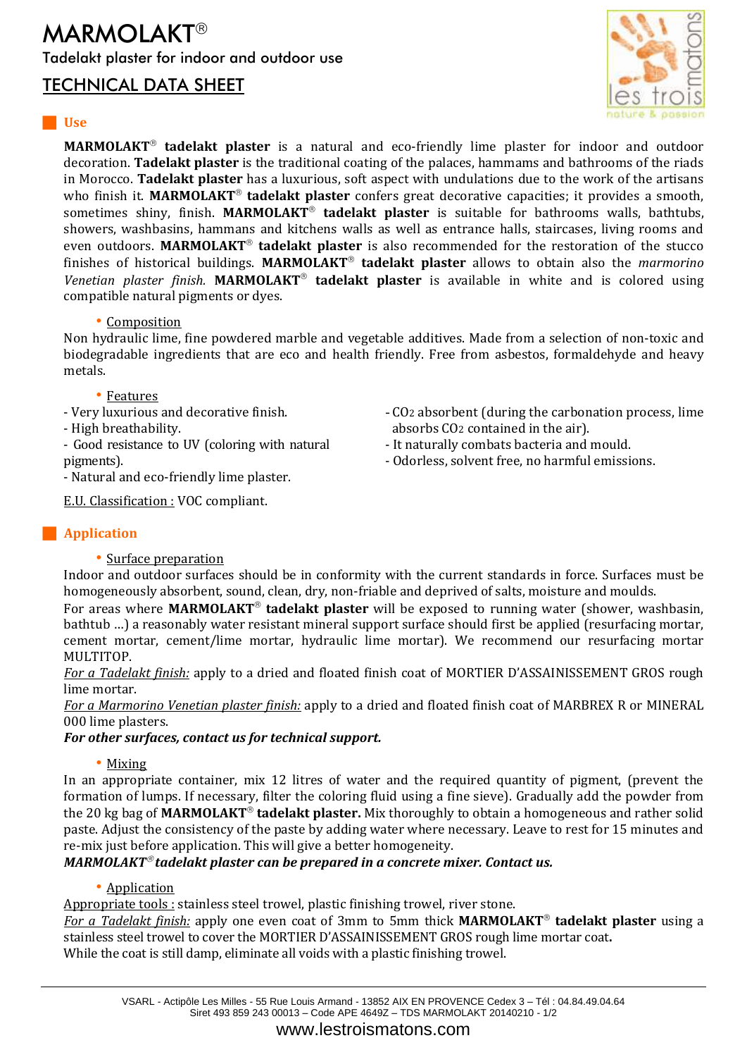# MARMOLAKT®

Tadelakt plaster for indoor and outdoor use

## TECHNICAL DATA SHEET

## Use

**MARMOLAKT® tadelakt plaster** is a natural and eco-friendly lime plaster for indoor and outdoor decoration. **Tadelakt plaster** is the traditional coating of the palaces, hammams and bathrooms of the riads in Morocco. **Tadelakt plaster** has a luxurious, soft aspect with undulations due to the work of the artisans who finish it. **MARMOLAKT® tadelakt plaster** confers great decorative capacities; it provides a smooth, sometimes shiny, finish. **MARMOLAKT® tadelakt plaster** is suitable for bathrooms walls, bathtubs, showers, washbasins, hammans and kitchens walls as well as entrance halls, staircases, living rooms and even outdoors. **MARMOLAKT® tadelakt plaster** is also recommended for the restoration of the stucco finishes of historical buildings. **MARMOLAKT® tadelakt plaster** allows to obtain also the *marmorino Venetian plaster finish.* **MARMOLAKT® tadelakt plaster** is available in white and is colored using compatible natural pigments or dyes.

### Composition

Non hydraulic lime, fine powdered marble and vegetable additives. Made from a selection of non-toxic and biodegradable ingredients that are eco and health friendly. Free from asbestos, formaldehyde and heavy metals.

### Features

- Very luxurious and decorative finish.
- High breathability.
- Good resistance to UV (coloring with natural pigments).
- Natural and eco-friendly lime plaster.
- $CO_2$ absorbent (during the carbonation process, lime absorbs $CO_2$ contained in the air).
- It naturally combats bacteria and mould.
- Odorless, solvent free, no harmful emissions.

E.U. Classification : VOC compliant.

## Application

### Surface preparation

Indoor and outdoor surfaces should be in conformity with the current standards in force. Surfaces must be homogeneously absorbent, sound, clean, dry, non-friable and deprived of salts, moisture and moulds.

For areas where **MARMOLAKT® tadelakt plaster** will be exposed to running water (shower, washbasin, bathtub ...) a reasonably water resistant mineral support surface should first be applied (resurfacing mortar, cement mortar, cement/lime mortar, hydraulic lime mortar). We recommend our resurfacing mortar MULTITOP.

*For a Tadelakt finish:* apply to a dried and floated finish coat of MORTIER D'ASSAINISSEMENT GROS rough lime mortar.

*For a Marmorino Venetian plaster finish:* apply to a dried and floated finish coat of MARBREX R or MINERAL 000 lime plasters.

***For other surfaces, contact us for technical support.***

### Mixing

In an appropriate container, mix 12 litres of water and the required quantity of pigment, (prevent the formation of lumps. If necessary, filter the coloring fluid using a fine sieve). Gradually add the powder from the 20 kg bag of **MARMOLAKT® tadelakt plaster.** Mix thoroughly to obtain a homogeneous and rather solid paste. Adjust the consistency of the paste by adding water where necessary. Leave to rest for 15 minutes and re-mix just before application. This will give a better homogeneity.

***MARMOLAKT® tadelakt plaster can be prepared in a concrete mixer. Contact us.***

### Application

Appropriate tools : stainless steel trowel, plastic finishing trowel, river stone.

*For a Tadelakt finish:* apply one even coat of 3mm to 5mm thick **MARMOLAKT® tadelakt plaster** using a stainless steel trowel to cover the MORTIER D'ASSAINISSEMENT GROS rough lime mortar coat.

While the coat is still damp, eliminate all voids with a plastic finishing trowel.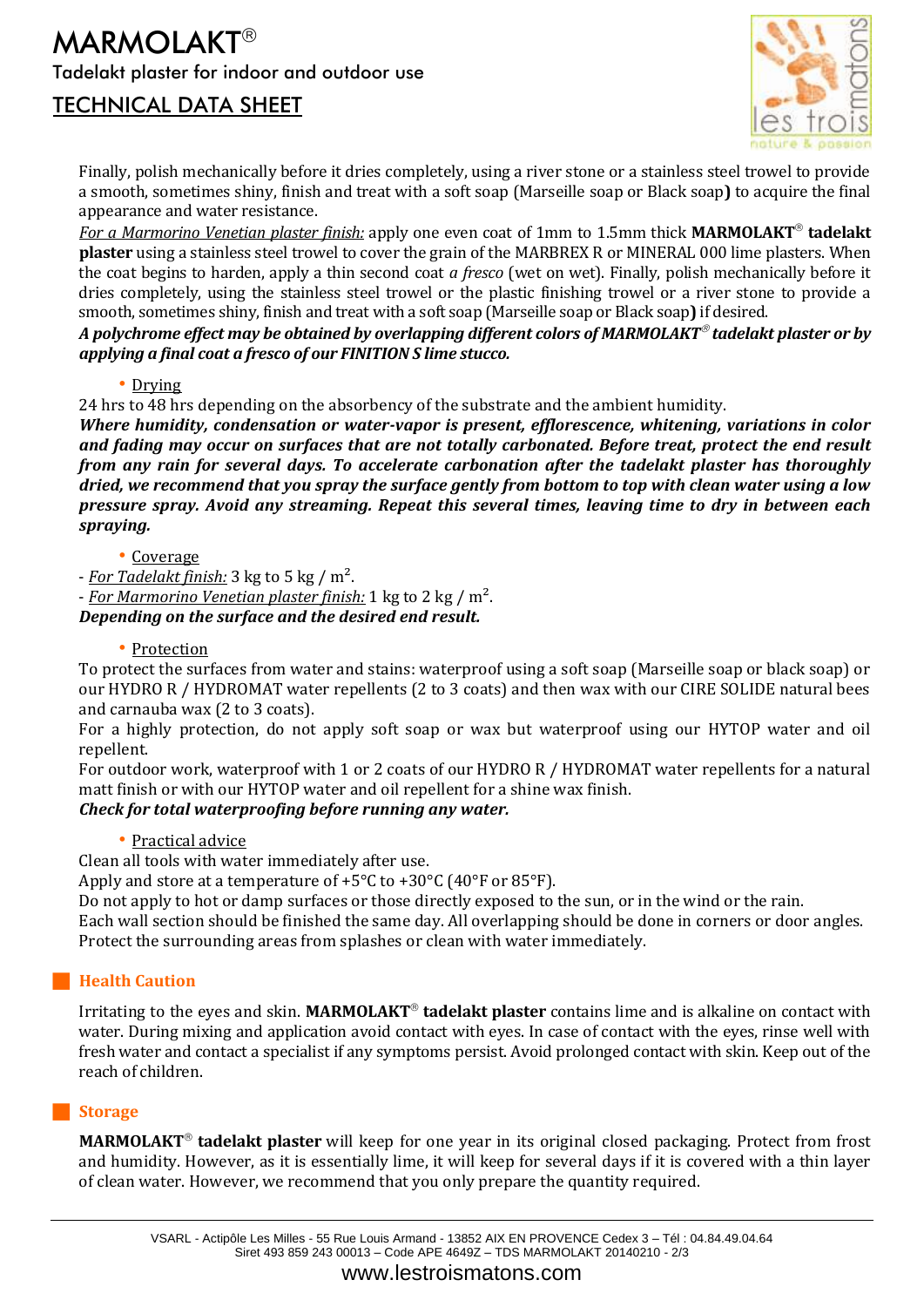Finally, polish mechanically before it dries completely, using a river stone or a stainless steel trowel to provide a smooth, sometimes shiny, finish and treat with a soft soap (Marseille soap or Black soap**)** to acquire the final appearance and water resistance.

*For a Marmorino Venetian plaster finish:* apply one even coat of 1mm to 1.5mm thick **MARMOLAKT® tadelakt plaster** using a stainless steel trowel to cover the grain of the MARBREX R or MINERAL 000 lime plasters. When the coat begins to harden, apply a thin second coat *a fresco* (wet on wet). Finally, polish mechanically before it dries completely, using the stainless steel trowel or the plastic finishing trowel or a river stone to provide a smooth, sometimes shiny, finish and treat with a soft soap (Marseille soap or Black soap**)** if desired.

***A polychrome effect may be obtained by overlapping different colors of MARMOLAKT® tadelakt plaster or by applying a final coat a fresco of our FINITION S lime stucco.***

- Drying

24 hrs to 48 hrs depending on the absorbency of the substrate and the ambient humidity.

***Where humidity, condensation or water-vapor is present, efflorescence, whitening, variations in color and fading may occur on surfaces that are not totally carbonated. Before treat, protect the end result from any rain for several days. To accelerate carbonation after the tadelakt plaster has thoroughly dried, we recommend that you spray the surface gently from bottom to top with clean water using a low pressure spray. Avoid any streaming. Repeat this several times, leaving time to dry in between each spraying.***

- Coverage

- *For Tadelakt finish:* 3 kg to 5 kg / m².
- *For Marmorino Venetian plaster finish:* 1 kg to 2 kg / m².

***Depending on the surface and the desired end result.***

- Protection

To protect the surfaces from water and stains: waterproof using a soft soap (Marseille soap or black soap) or our HYDRO R / HYDROMAT water repellents (2 to 3 coats) and then wax with our CIRE SOLIDE natural bees and carnauba wax (2 to 3 coats).

For a highly protection, do not apply soft soap or wax but waterproof using our HYTOP water and oil repellent.

For outdoor work, waterproof with 1 or 2 coats of our HYDRO R / HYDROMAT water repellents for a natural matt finish or with our HYTOP water and oil repellent for a shine wax finish.

***Check for total waterproofing before running any water.***

- Practical advice

Clean all tools with water immediately after use.
Apply and store at a temperature of +5°C to +30°C (40°F or 85°F).
Do not apply to hot or damp surfaces or those directly exposed to the sun, or in the wind or the rain.
Each wall section should be finished the same day. All overlapping should be done in corners or door angles.
Protect the surrounding areas from splashes or clean with water immediately.

## Health Caution

Irritating to the eyes and skin. **MARMOLAKT® tadelakt plaster** contains lime and is alkaline on contact with water. During mixing and application avoid contact with eyes. In case of contact with the eyes, rinse well with fresh water and contact a specialist if any symptoms persist. Avoid prolonged contact with skin. Keep out of the reach of children.

## Storage

**MARMOLAKT® tadelakt plaster** will keep for one year in its original closed packaging. Protect from frost and humidity. However, as it is essentially lime, it will keep for several days if it is covered with a thin layer of clean water. However, we recommend that you only prepare the quantity required.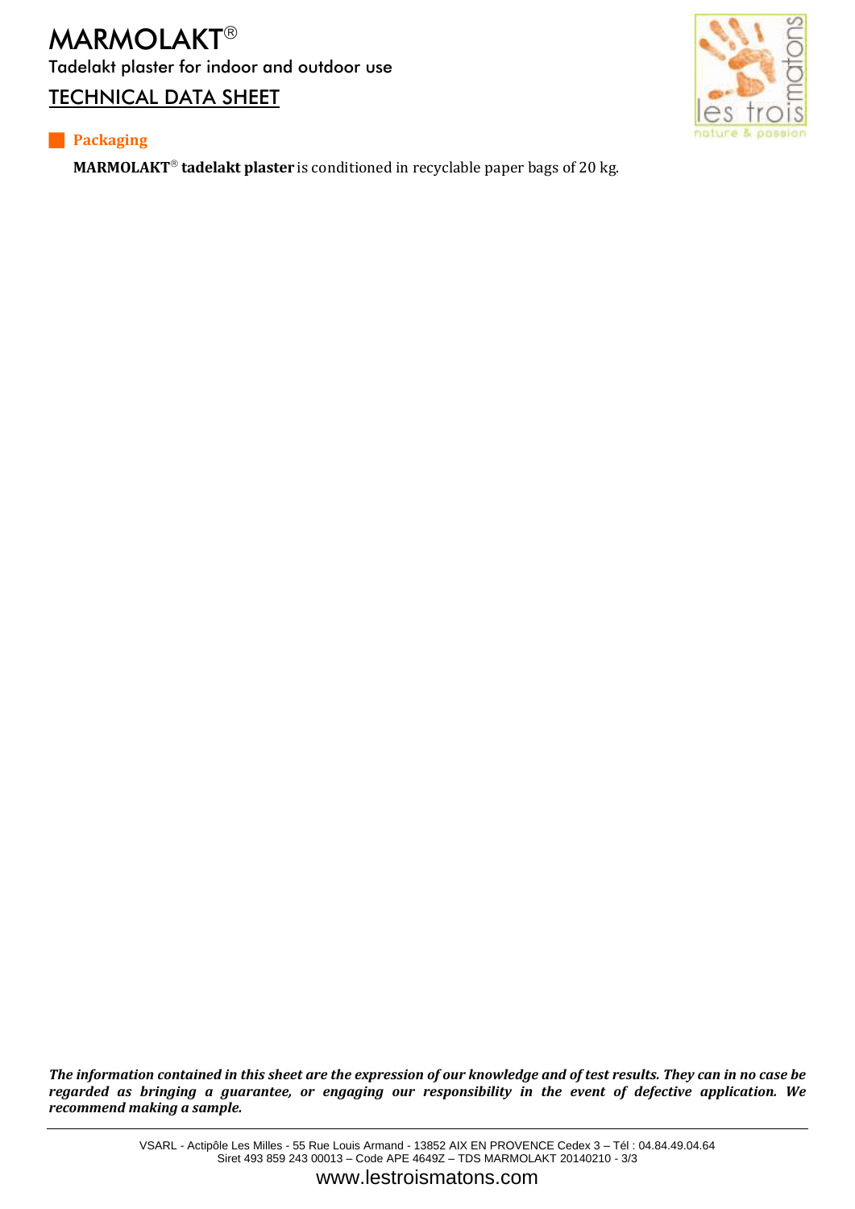## Packaging

**MARMOLAKT® tadelakt plaster** is conditioned in recyclable paper bags of 20 kg.

***The information contained in this sheet are the expression of our knowledge and of test results. They can in no case be regarded as bringing a guarantee, or engaging our responsibility in the event of defective application. We recommend making a sample.***